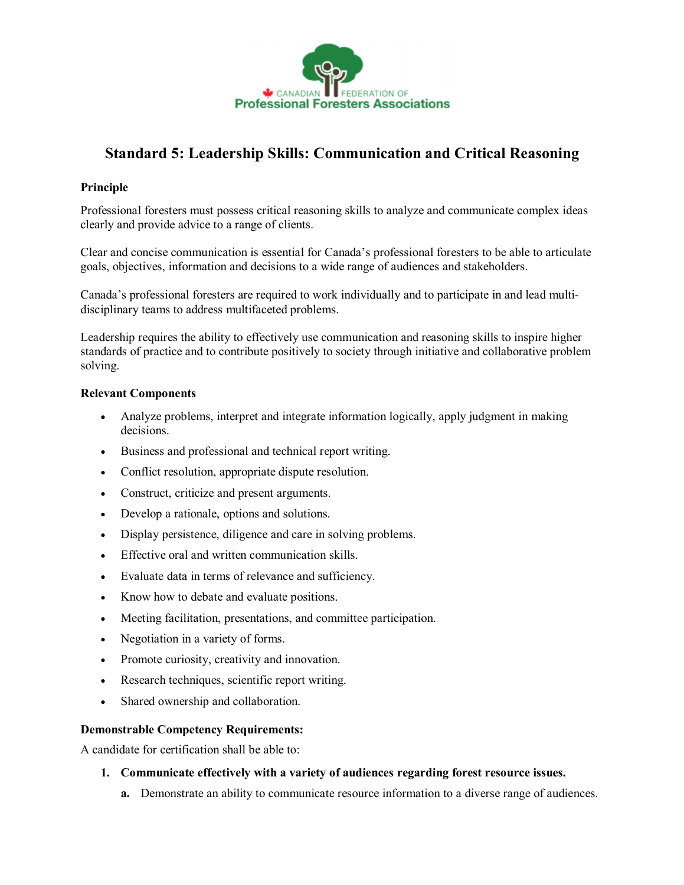# Standard 5: Leadership Skills: Communication and Critical Reasoning

**Principle**

Professional foresters must possess critical reasoning skills to analyze and communicate complex ideas clearly and provide advice to a range of clients.

Clear and concise communication is essential for Canada's professional foresters to be able to articulate goals, objectives, information and decisions to a wide range of audiences and stakeholders.

Canada's professional foresters are required to work individually and to participate in and lead multi-disciplinary teams to address multifaceted problems.

Leadership requires the ability to effectively use communication and reasoning skills to inspire higher standards of practice and to contribute positively to society through initiative and collaborative problem solving.

**Relevant Components**

- Analyze problems, interpret and integrate information logically, apply judgment in making decisions.
- Business and professional and technical report writing.
- Conflict resolution, appropriate dispute resolution.
- Construct, criticize and present arguments.
- Develop a rationale, options and solutions.
- Display persistence, diligence and care in solving problems.
- Effective oral and written communication skills.
- Evaluate data in terms of relevance and sufficiency.
- Know how to debate and evaluate positions.
- Meeting facilitation, presentations, and committee participation.
- Negotiation in a variety of forms.
- Promote curiosity, creativity and innovation.
- Research techniques, scientific report writing.
- Shared ownership and collaboration.

**Demonstrable Competency Requirements:**

A candidate for certification shall be able to:

1. **Communicate effectively with a variety of audiences regarding forest resource issues.**
   - **a.** Demonstrate an ability to communicate resource information to a diverse range of audiences.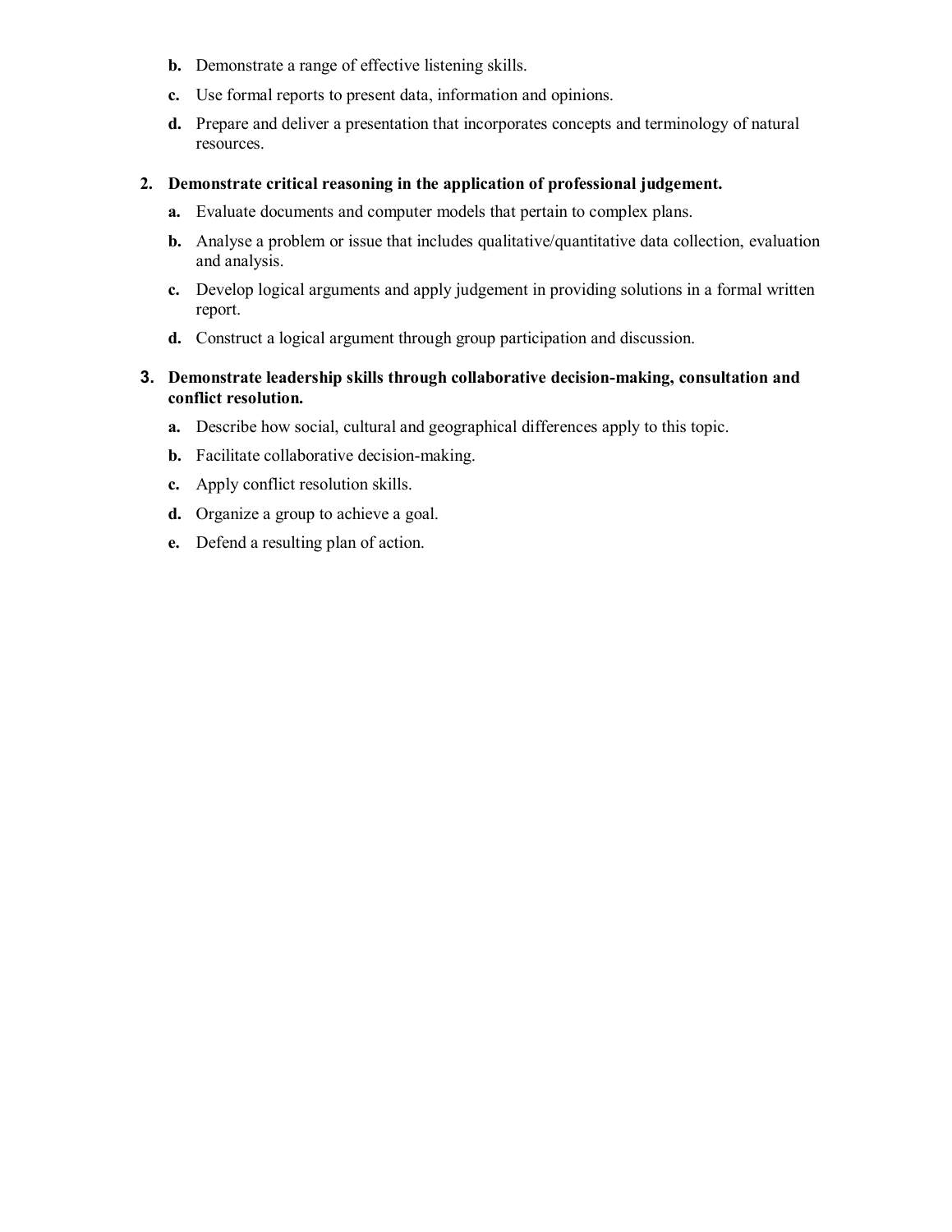b. Demonstrate a range of effective listening skills.

   c. Use formal reports to present data, information and opinions.

   d. Prepare and deliver a presentation that incorporates concepts and terminology of natural resources.

2. **Demonstrate critical reasoning in the application of professional judgement.**

   a. Evaluate documents and computer models that pertain to complex plans.

   b. Analyse a problem or issue that includes qualitative/quantitative data collection, evaluation and analysis.

   c. Develop logical arguments and apply judgement in providing solutions in a formal written report.

   d. Construct a logical argument through group participation and discussion.

3. **Demonstrate leadership skills through collaborative decision-making, consultation and conflict resolution.**

   a. Describe how social, cultural and geographical differences apply to this topic.

   b. Facilitate collaborative decision-making.

   c. Apply conflict resolution skills.

   d. Organize a group to achieve a goal.

   e. Defend a resulting plan of action.